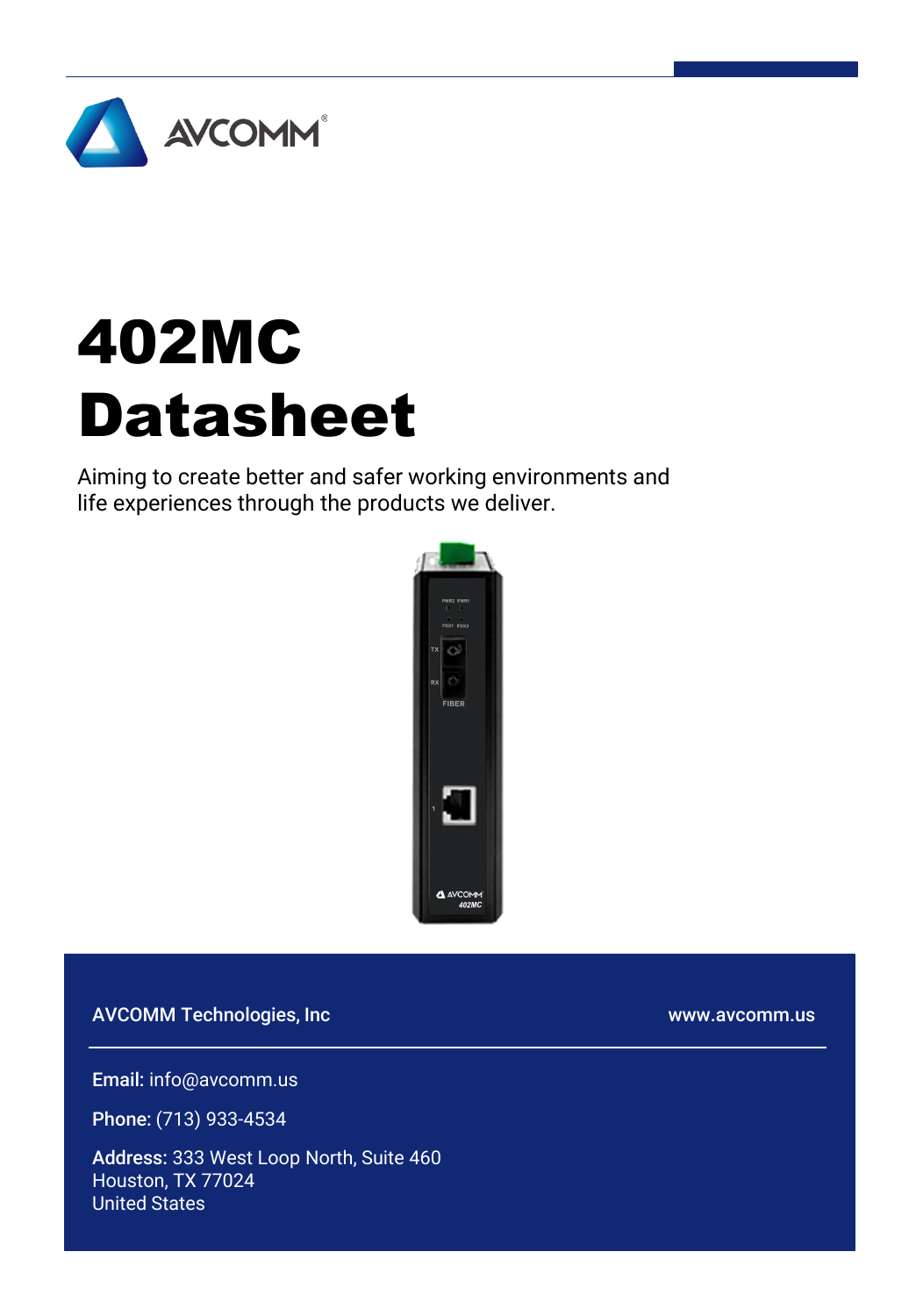AVCOMM®

# 402MC Datasheet

Aiming to create better and safer working environments and life experiences through the products we deliver.

**AVCOMM Technologies, Inc**

www.avcomm.us

**Email:** info@avcomm.us

**Phone:** (713) 933-4534

**Address:** 333 West Loop North, Suite 460
Houston, TX 77024
United States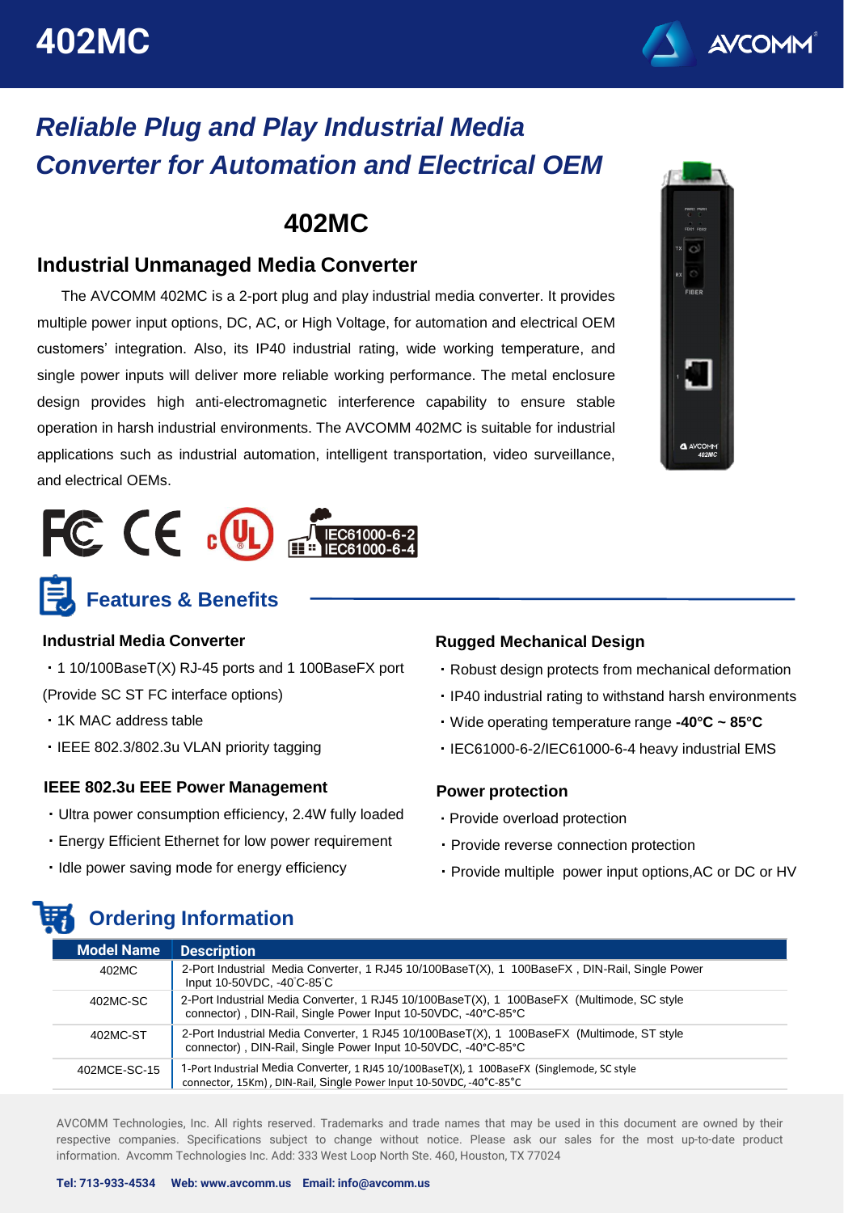# 402MC

## *Reliable Plug and Play Industrial Media Converter for Automation and Electrical OEM*

# 402MC

### Industrial Unmanaged Media Converter

The AVCOMM 402MC is a 2-port plug and play industrial media converter. It provides multiple power input options, DC, AC, or High Voltage, for automation and electrical OEM customers' integration. Also, its IP40 industrial rating, wide working temperature, and single power inputs will deliver more reliable working performance. The metal enclosure design provides high anti-electromagnetic interference capability to ensure stable operation in harsh industrial environments. The AVCOMM 402MC is suitable for industrial applications such as industrial automation, intelligent transportation, video surveillance, and electrical OEMs.

IEC61000-6-2
IEC61000-6-4

## Features & Benefits

### Industrial Media Converter

- 1 10/100BaseT(X) RJ-45 ports and 1 100BaseFX port (Provide SC ST FC interface options)
- 1K MAC address table
- IEEE 802.3/802.3u VLAN priority tagging

### IEEE 802.3u EEE Power Management

- Ultra power consumption efficiency, 2.4W fully loaded
- Energy Efficient Ethernet for low power requirement
- Idle power saving mode for energy efficiency

### Rugged Mechanical Design

- Robust design protects from mechanical deformation
- IP40 industrial rating to withstand harsh environments
- Wide operating temperature range **-40°C ~ 85°C**
- IEC61000-6-2/IEC61000-6-4 heavy industrial EMS

### Power protection

- Provide overload protection
- Provide reverse connection protection
- Provide multiple power input options,AC or DC or HV

## Ordering Information

| Model Name | Description |
|---|---|
| 402MC | 2-Port Industrial Media Converter, 1 RJ45 10/100BaseT(X), 1 100BaseFX , DIN-Rail, Single Power Input 10-50VDC, -40°C-85°C |
| 402MC-SC | 2-Port Industrial Media Converter, 1 RJ45 10/100BaseT(X), 1 100BaseFX (Multimode, SC style connector) , DIN-Rail, Single Power Input 10-50VDC, -40°C-85°C |
| 402MC-ST | 2-Port Industrial Media Converter, 1 RJ45 10/100BaseT(X), 1 100BaseFX (Multimode, ST style connector) , DIN-Rail, Single Power Input 10-50VDC, -40°C-85°C |
| 402MCE-SC-15 | 1-Port Industrial Media Converter, 1 RJ45 10/100BaseT(X), 1 100BaseFX (Singlemode, SC style connector, 15Km) , DIN-Rail, Single Power Input 10-50VDC, -40°C-85°C |

AVCOMM Technologies, Inc. All rights reserved. Trademarks and trade names that may be used in this document are owned by their respective companies. Specifications subject to change without notice. Please ask our sales for the most up-to-date product information. Avcomm Technologies Inc. Add: 333 West Loop North Ste. 460, Houston, TX 77024

**Tel: 713-933-4534 Web: www.avcomm.us Email: info@avcomm.us**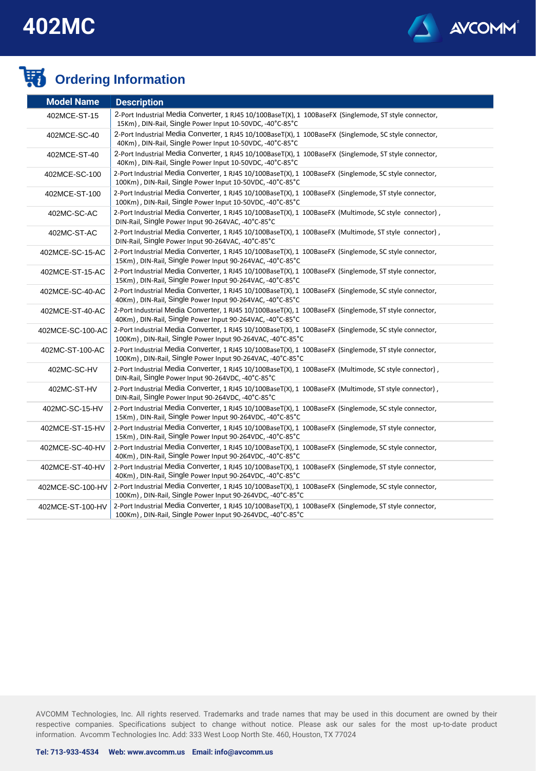# 402MC

## Ordering Information

| Model Name | Description |
|---|---|
| 402MCE-ST-15 | 2-Port Industrial Media Converter, 1 RJ45 10/100BaseT(X), 1 100BaseFX (Singlemode, ST style connector, 15Km), DIN-Rail, Single Power Input 10-50VDC, -40°C-85°C |
| 402MCE-SC-40 | 2-Port Industrial Media Converter, 1 RJ45 10/100BaseT(X), 1 100BaseFX (Singlemode, SC style connector, 40Km), DIN-Rail, Single Power Input 10-50VDC, -40°C-85°C |
| 402MCE-ST-40 | 2-Port Industrial Media Converter, 1 RJ45 10/100BaseT(X), 1 100BaseFX (Singlemode, ST style connector, 40Km), DIN-Rail, Single Power Input 10-50VDC, -40°C-85°C |
| 402MCE-SC-100 | 2-Port Industrial Media Converter, 1 RJ45 10/100BaseT(X), 1 100BaseFX (Singlemode, SC style connector, 100Km), DIN-Rail, Single Power Input 10-50VDC, -40°C-85°C |
| 402MCE-ST-100 | 2-Port Industrial Media Converter, 1 RJ45 10/100BaseT(X), 1 100BaseFX (Singlemode, ST style connector, 100Km), DIN-Rail, Single Power Input 10-50VDC, -40°C-85°C |
| 402MC-SC-AC | 2-Port Industrial Media Converter, 1 RJ45 10/100BaseT(X), 1 100BaseFX (Multimode, SC style connector), DIN-Rail, Single Power Input 90-264VAC, -40°C-85°C |
| 402MC-ST-AC | 2-Port Industrial Media Converter, 1 RJ45 10/100BaseT(X), 1 100BaseFX (Multimode, ST style connector), DIN-Rail, Single Power Input 90-264VAC, -40°C-85°C |
| 402MCE-SC-15-AC | 2-Port Industrial Media Converter, 1 RJ45 10/100BaseT(X), 1 100BaseFX (Singlemode, SC style connector, 15Km), DIN-Rail, Single Power Input 90-264VAC, -40°C-85°C |
| 402MCE-ST-15-AC | 2-Port Industrial Media Converter, 1 RJ45 10/100BaseT(X), 1 100BaseFX (Singlemode, ST style connector, 15Km), DIN-Rail, Single Power Input 90-264VAC, -40°C-85°C |
| 402MCE-SC-40-AC | 2-Port Industrial Media Converter, 1 RJ45 10/100BaseT(X), 1 100BaseFX (Singlemode, SC style connector, 40Km), DIN-Rail, Single Power Input 90-264VAC, -40°C-85°C |
| 402MCE-ST-40-AC | 2-Port Industrial Media Converter, 1 RJ45 10/100BaseT(X), 1 100BaseFX (Singlemode, ST style connector, 40Km), DIN-Rail, Single Power Input 90-264VAC, -40°C-85°C |
| 402MCE-SC-100-AC | 2-Port Industrial Media Converter, 1 RJ45 10/100BaseT(X), 1 100BaseFX (Singlemode, SC style connector, 100Km), DIN-Rail, Single Power Input 90-264VAC, -40°C-85°C |
| 402MC-ST-100-AC | 2-Port Industrial Media Converter, 1 RJ45 10/100BaseT(X), 1 100BaseFX (Singlemode, ST style connector, 100Km), DIN-Rail, Single Power Input 90-264VAC, -40°C-85°C |
| 402MC-SC-HV | 2-Port Industrial Media Converter, 1 RJ45 10/100BaseT(X), 1 100BaseFX (Multimode, SC style connector), DIN-Rail, Single Power Input 90-264VDC, -40°C-85°C |
| 402MC-ST-HV | 2-Port Industrial Media Converter, 1 RJ45 10/100BaseT(X), 1 100BaseFX (Multimode, ST style connector), DIN-Rail, Single Power Input 90-264VDC, -40°C-85°C |
| 402MC-SC-15-HV | 2-Port Industrial Media Converter, 1 RJ45 10/100BaseT(X), 1 100BaseFX (Singlemode, SC style connector, 15Km), DIN-Rail, Single Power Input 90-264VDC, -40°C-85°C |
| 402MCE-ST-15-HV | 2-Port Industrial Media Converter, 1 RJ45 10/100BaseT(X), 1 100BaseFX (Singlemode, ST style connector, 15Km), DIN-Rail, Single Power Input 90-264VDC, -40°C-85°C |
| 402MCE-SC-40-HV | 2-Port Industrial Media Converter, 1 RJ45 10/100BaseT(X), 1 100BaseFX (Singlemode, SC style connector, 40Km), DIN-Rail, Single Power Input 90-264VDC, -40°C-85°C |
| 402MCE-ST-40-HV | 2-Port Industrial Media Converter, 1 RJ45 10/100BaseT(X), 1 100BaseFX (Singlemode, ST style connector, 40Km), DIN-Rail, Single Power Input 90-264VDC, -40°C-85°C |
| 402MCE-SC-100-HV | 2-Port Industrial Media Converter, 1 RJ45 10/100BaseT(X), 1 100BaseFX (Singlemode, SC style connector, 100Km), DIN-Rail, Single Power Input 90-264VDC, -40°C-85°C |
| 402MCE-ST-100-HV | 2-Port Industrial Media Converter, 1 RJ45 10/100BaseT(X), 1 100BaseFX (Singlemode, ST style connector, 100Km), DIN-Rail, Single Power Input 90-264VDC, -40°C-85°C |

AVCOMM Technologies, Inc. All rights reserved. Trademarks and trade names that may be used in this document are owned by their respective companies. Specifications subject to change without notice. Please ask our sales for the most up-to-date product information. Avcomm Technologies Inc. Add: 333 West Loop North Ste. 460, Houston, TX 77024

**Tel: 713-933-4534 Web: www.avcomm.us Email: info@avcomm.us**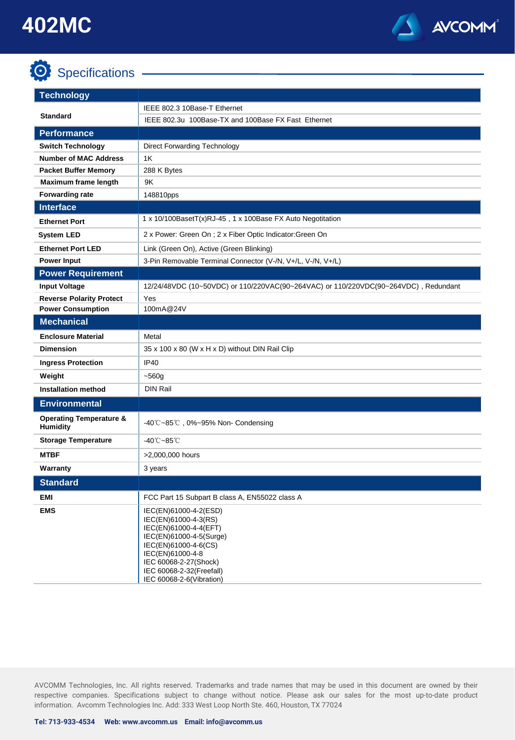# 402MC

## Specifications

| **Technology** | |
|---|---|
| **Standard** | IEEE 802.3 10Base-T Ethernet<br>IEEE 802.3u 100Base-TX and 100Base FX Fast Ethernet |
| **Performance** | |
| **Switch Technology** | Direct Forwarding Technology |
| **Number of MAC Address** | 1K |
| **Packet Buffer Memory** | 288 K Bytes |
| **Maximum frame length** | 9K |
| **Forwarding rate** | 148810pps |
| **Interface** | |
| **Ethernet Port** | 1 x 10/100BasetT(x)RJ-45 , 1 x 100Base FX Auto Negotitation |
| **System LED** | 2 x Power: Green On ; 2 x Fiber Optic Indicator:Green On |
| **Ethernet Port LED** | Link (Green On), Active (Green Blinking) |
| **Power Input** | 3-Pin Removable Terminal Connector (V-/N, V+/L, V-/N, V+/L) |
| **Power Requirement** | |
| **Input Voltage** | 12/24/48VDC (10~50VDC) or 110/220VAC(90~264VAC) or 110/220VDC(90~264VDC) , Redundant |
| **Reverse Polarity Protect** | Yes |
| **Power Consumption** | 100mA@24V |
| **Mechanical** | |
| **Enclosure Material** | Metal |
| **Dimension** | 35 x 100 x 80 (W x H x D) without DIN Rail Clip |
| **Ingress Protection** | IP40 |
| **Weight** | ~560g |
| **Installation method** | DIN Rail |
| **Environmental** | |
| **Operating Temperature & Humidity** | -40℃~85℃ , 0%~95% Non- Condensing |
| **Storage Temperature** | -40℃~85℃ |
| **MTBF** | >2,000,000 hours |
| **Warranty** | 3 years |
| **Standard** | |
| **EMI** | FCC Part 15 Subpart B class A, EN55022 class A |
| **EMS** | IEC(EN)61000-4-2(ESD)<br>IEC(EN)61000-4-3(RS)<br>IEC(EN)61000-4-4(EFT)<br>IEC(EN)61000-4-5(Surge)<br>IEC(EN)61000-4-6(CS)<br>IEC(EN)61000-4-8<br>IEC 60068-2-27(Shock)<br>IEC 60068-2-32(Freefall)<br>IEC 60068-2-6(Vibration) |

AVCOMM Technologies, Inc. All rights reserved. Trademarks and trade names that may be used in this document are owned by their respective companies. Specifications subject to change without notice. Please ask our sales for the most up-to-date product information. Avcomm Technologies Inc. Add: 333 West Loop North Ste. 460, Houston, TX 77024

**Tel: 713-933-4534 Web: www.avcomm.us Email: info@avcomm.us**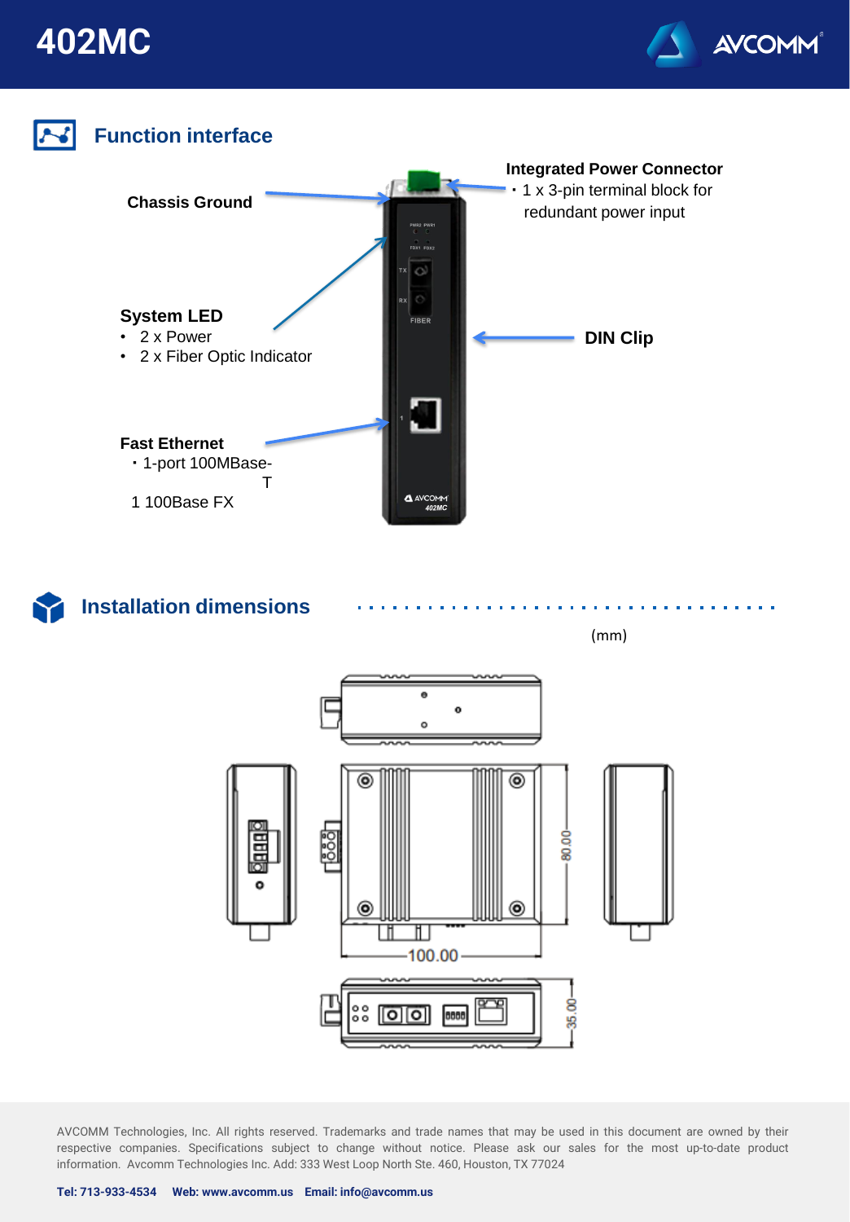# 402MC

## Function interface

**Chassis Ground**

**Integrated Power Connector**
- 1 x 3-pin terminal block for redundant power input

**System LED**
- 2 x Power
- 2 x Fiber Optic Indicator

**DIN Clip**

**Fast Ethernet**
- 1-port 100MBase-T

1 100Base FX

## Installation dimensions

(mm)

80.00

100.00

35.00

AVCOMM Technologies, Inc. All rights reserved. Trademarks and trade names that may be used in this document are owned by their respective companies. Specifications subject to change without notice. Please ask our sales for the most up-to-date product information. Avcomm Technologies Inc. Add: 333 West Loop North Ste. 460, Houston, TX 77024

**Tel: 713-933-4534 Web: www.avcomm.us Email: info@avcomm.us**